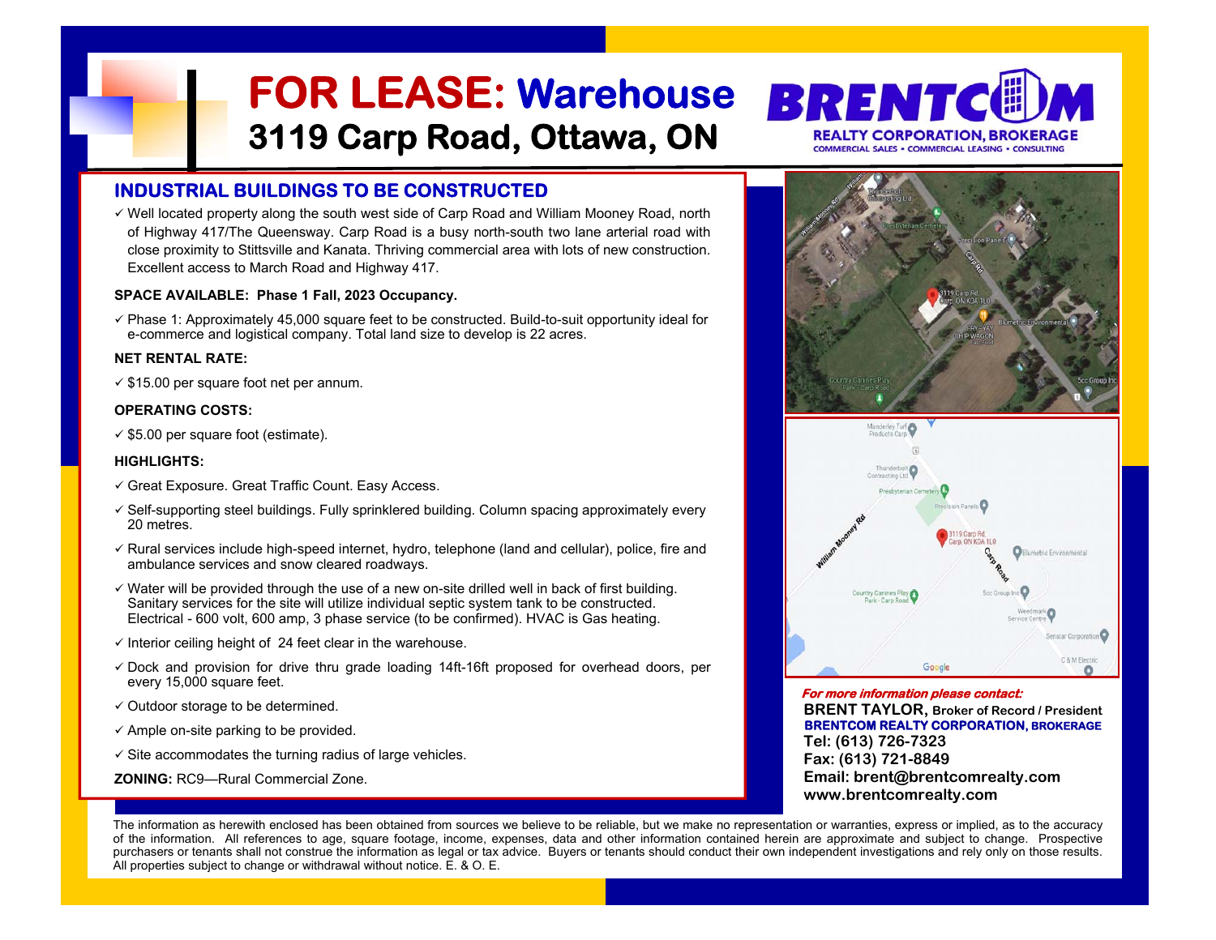# FOR LEASE: Warehouse

## 3119 Carp Road, Ottawa, ON

**BRENTCOM**
REALTY CORPORATION, BROKERAGE
COMMERCIAL SALES • COMMERCIAL LEASING • CONSULTING

### INDUSTRIAL BUILDINGS TO BE CONSTRUCTED

✓ Well located property along the south west side of Carp Road and William Mooney Road, north of Highway 417/The Queensway. Carp Road is a busy north-south two lane arterial road with close proximity to Stittsville and Kanata. Thriving commercial area with lots of new construction. Excellent access to March Road and Highway 417.

**SPACE AVAILABLE: Phase 1 Fall, 2023 Occupancy.**

✓ Phase 1: Approximately 45,000 square feet to be constructed. Build-to-suit opportunity ideal for e-commerce and logistical company. Total land size to develop is 22 acres.

**NET RENTAL RATE:**

✓ $15.00 per square foot net per annum.

**OPERATING COSTS:**

✓ $5.00 per square foot (estimate).

**HIGHLIGHTS:**

✓ Great Exposure. Great Traffic Count. Easy Access.

✓ Self-supporting steel buildings. Fully sprinklered building. Column spacing approximately every 20 metres.

✓ Rural services include high-speed internet, hydro, telephone (land and cellular), police, fire and ambulance services and snow cleared roadways.

✓ Water will be provided through the use of a new on-site drilled well in back of first building. Sanitary services for the site will utilize individual septic system tank to be constructed. Electrical - 600 volt, 600 amp, 3 phase service (to be confirmed). HVAC is Gas heating.

✓ Interior ceiling height of 24 feet clear in the warehouse.

✓ Dock and provision for drive thru grade loading 14ft-16ft proposed for overhead doors, per every 15,000 square feet.

✓ Outdoor storage to be determined.

✓ Ample on-site parking to be provided.

✓ Site accommodates the turning radius of large vehicles.

**ZONING:** RC9—Rural Commercial Zone.

***For more information please contact:***

**BRENT TAYLOR, Broker of Record / President**
**BRENTCOM REALTY CORPORATION, BROKERAGE**
**Tel: (613) 726-7323**
**Fax: (613) 721-8849**
**Email: brent@brentcomrealty.com**
**www.brentcomrealty.com**

The information as herewith enclosed has been obtained from sources we believe to be reliable, but we make no representation or warranties, express or implied, as to the accuracy of the information. All references to age, square footage, income, expenses, data and other information contained herein are approximate and subject to change. Prospective purchasers or tenants shall not construe the information as legal or tax advice. Buyers or tenants should conduct their own independent investigations and rely only on those results. All properties subject to change or withdrawal without notice. E. & O. E.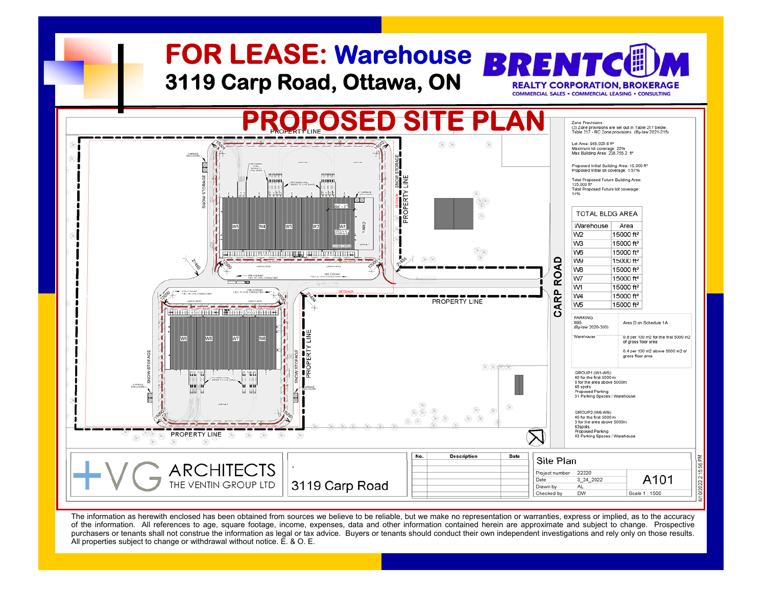# FOR LEASE: Warehouse

## 3119 Carp Road, Ottawa, ON

BRENTCOM REALTY CORPORATION, BROKERAGE
COMMERCIAL SALES • COMMERCIAL LEASING • CONSULTING

# PROPOSED SITE PLAN

Zone Provisions
(3) Zone provisions are set out in Table 217 below.
Table 217 - RC Zone provisions (By-law 2021-215)

Lot Area: 955,020.6 ft²
Maximum lot coverage: 25%
Max Building Area: 238,755.2 ft²

Proposed Initial Building Area: 15,000 ft²
Proposed Initial lot coverage: 1.57%

Total Proposed Future Building Area: 135,000 ft²
Total Proposed Future lot coverage: 14%

| TOTAL BLDG AREA | |
|---|---|
| Warehouse | Area |
| W2 | 15000 ft² |
| W3 | 15000 ft² |
| W6 | 15000 ft² |
| W9 | 15000 ft² |
| W8 | 15000 ft² |
| W7 | 15000 ft² |
| W1 | 15000 ft² |
| W4 | 15000 ft² |
| W5 | 15000 ft² |

| PARKING N95 (By-law 2020-300) | Area D on Schedule 1A |
|---|---|
| Warehouse | 0.8 per 100 m2 for the first 5000 m2 of gross floor area<br><br>0.4 per 100 m2 above 5000 m2 of gross floor area |

GROUP1 (W1-W5):
40 for the first 5000 m
8 for the area above 5000m
48 spots
Proposed Parking
51 Parking Spaces / Warehouse

GROUP2 (W6-W9):
40 for the first 5000 m
3 for the area above 5000m
43spots
Proposed Parking
43 Parking Spaces / Warehouse

+VG ARCHITECTS THE VENTIN GROUP LTD

3119 Carp Road

| No. | Description | Date |
|---|---|---|
| | | |

Site Plan

| | | |
|---|---|---|
| Project number | 22220 | A101 |
| Date | 3_24_2022 | |
| Drawn by | AL | |
| Checked by | DW | Scale 1 : 1500 |

6/10/2022 2:15:56 PM

The information as herewith enclosed has been obtained from sources we believe to be reliable, but we make no representation or warranties, express or implied, as to the accuracy of the information. All references to age, square footage, income, expenses, data and other information contained herein are approximate and subject to change. Prospective purchasers or tenants shall not construe the information as legal or tax advice. Buyers or tenants should conduct their own independent investigations and rely only on those results. All properties subject to change or withdrawal without notice. E. & O. E.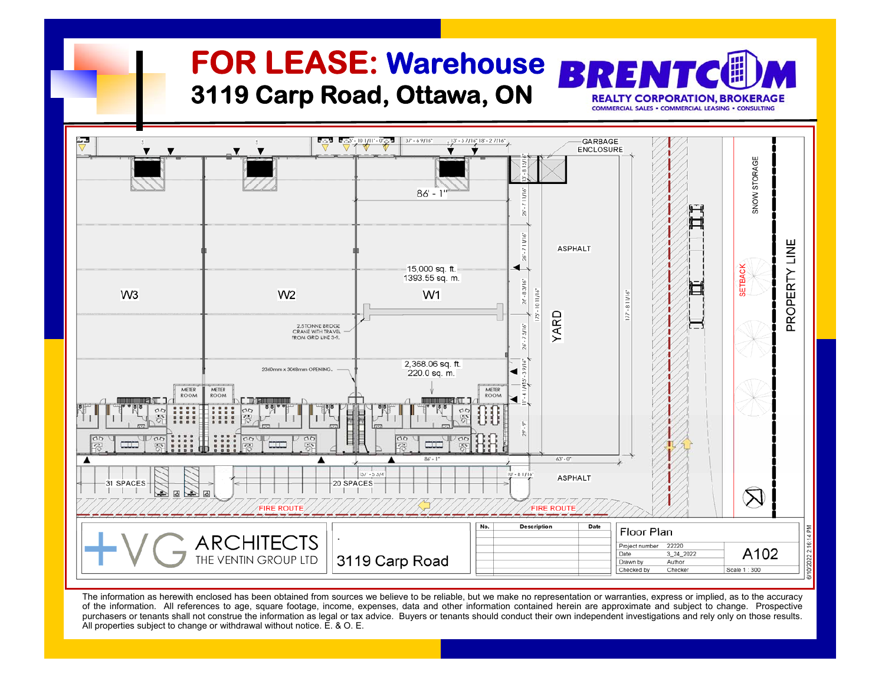# FOR LEASE: Warehouse

## 3119 Carp Road, Ottawa, ON

**BRENTCOM**
REALTY CORPORATION, BROKERAGE
COMMERCIAL SALES • COMMERCIAL LEASING • CONSULTING

GARBAGE ENCLOSURE

86' - 1"

ASPHALT

15,000 sq. ft.
1393.55 sq. m.

W3

W2

W1

YARD

2.5 TONNE BRIDGE CRANE WITH TRAVEL FROM GRID LINE 3-9.

2360mm x 3048mm OPENING.

2,368.06 sq. ft.
220.0 sq. m.

METER ROOM

METER ROOM

METER ROOM

SNOW STORAGE

SETBACK

PROPERTY LINE

31 SPACES

20 SPACES

ASPHALT

FIRE ROUTE

FIRE ROUTE

+VG ARCHITECTS
THE VENTIN GROUP LTD

3119 Carp Road

| No. | Description | Date |
| --- | --- | --- |

Floor Plan

| | | |
| --- | --- | --- |
| Project number | 22220 | A102 |
| Date | 3_24_2022 | |
| Drawn by | Author | |
| Checked by | Checker | Scale 1 : 300 |

6/10/2022 2:16:14 PM

The information as herewith enclosed has been obtained from sources we believe to be reliable, but we make no representation or warranties, express or implied, as to the accuracy of the information. All references to age, square footage, income, expenses, data and other information contained herein are approximate and subject to change. Prospective purchasers or tenants shall not construe the information as legal or tax advice. Buyers or tenants should conduct their own independent investigations and rely only on those results. All properties subject to change or withdrawal without notice. E. & O. E.